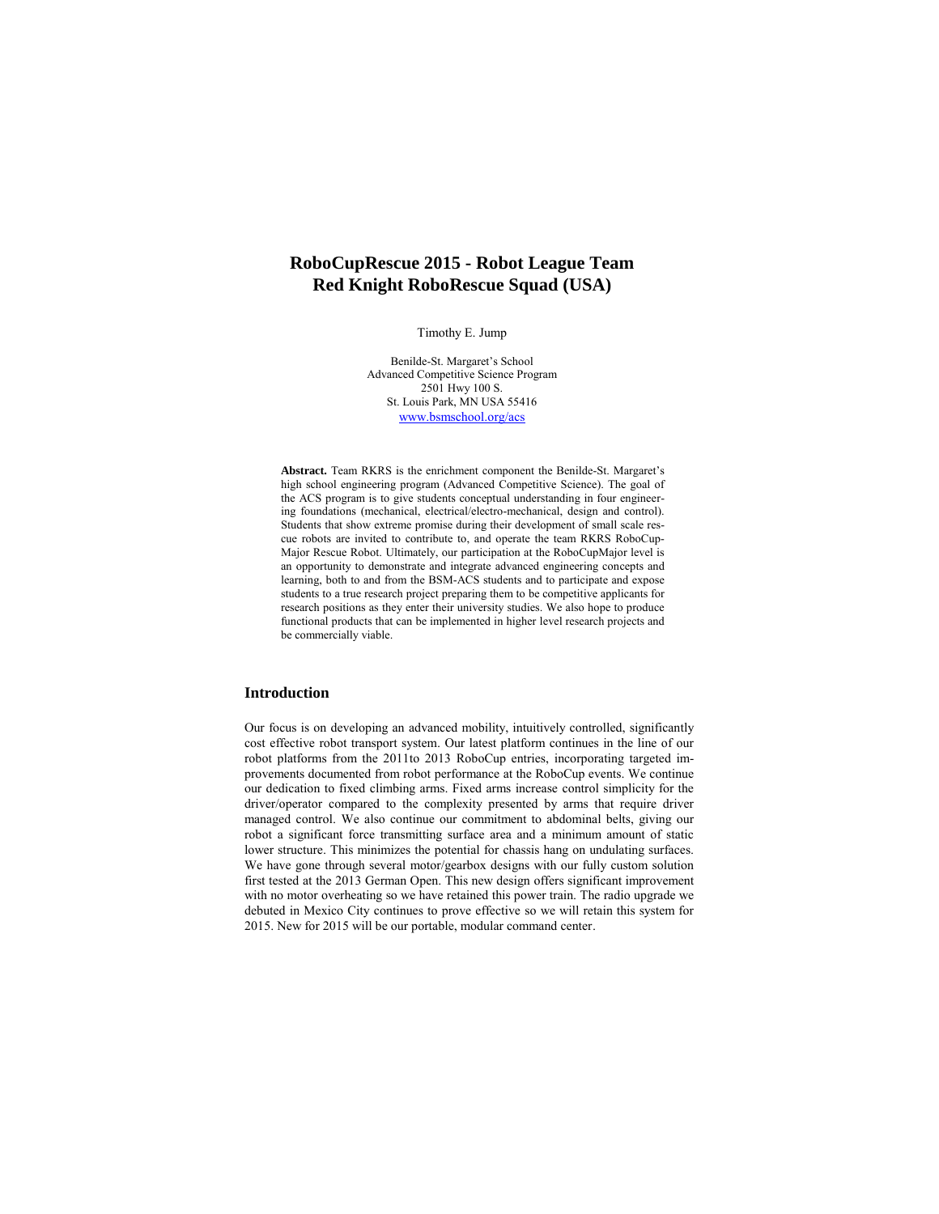# RoboCupRescue 2015 - Robot League Team Red Knight RoboRescue Squad (USA)

Timothy E. Jump

Benilde-St. Margaret's School
Advanced Competitive Science Program
2501 Hwy 100 S.
St. Louis Park, MN USA 55416
www.bsmschool.org/acs

**Abstract.** Team RKRS is the enrichment component the Benilde-St. Margaret's high school engineering program (Advanced Competitive Science). The goal of the ACS program is to give students conceptual understanding in four engineering foundations (mechanical, electrical/electro-mechanical, design and control). Students that show extreme promise during their development of small scale rescue robots are invited to contribute to, and operate the team RKRS RoboCup-Major Rescue Robot. Ultimately, our participation at the RoboCupMajor level is an opportunity to demonstrate and integrate advanced engineering concepts and learning, both to and from the BSM-ACS students and to participate and expose students to a true research project preparing them to be competitive applicants for research positions as they enter their university studies. We also hope to produce functional products that can be implemented in higher level research projects and be commercially viable.

## Introduction

Our focus is on developing an advanced mobility, intuitively controlled, significantly cost effective robot transport system. Our latest platform continues in the line of our robot platforms from the 2011to 2013 RoboCup entries, incorporating targeted improvements documented from robot performance at the RoboCup events. We continue our dedication to fixed climbing arms. Fixed arms increase control simplicity for the driver/operator compared to the complexity presented by arms that require driver managed control. We also continue our commitment to abdominal belts, giving our robot a significant force transmitting surface area and a minimum amount of static lower structure. This minimizes the potential for chassis hang on undulating surfaces. We have gone through several motor/gearbox designs with our fully custom solution first tested at the 2013 German Open. This new design offers significant improvement with no motor overheating so we have retained this power train. The radio upgrade we debuted in Mexico City continues to prove effective so we will retain this system for 2015. New for 2015 will be our portable, modular command center.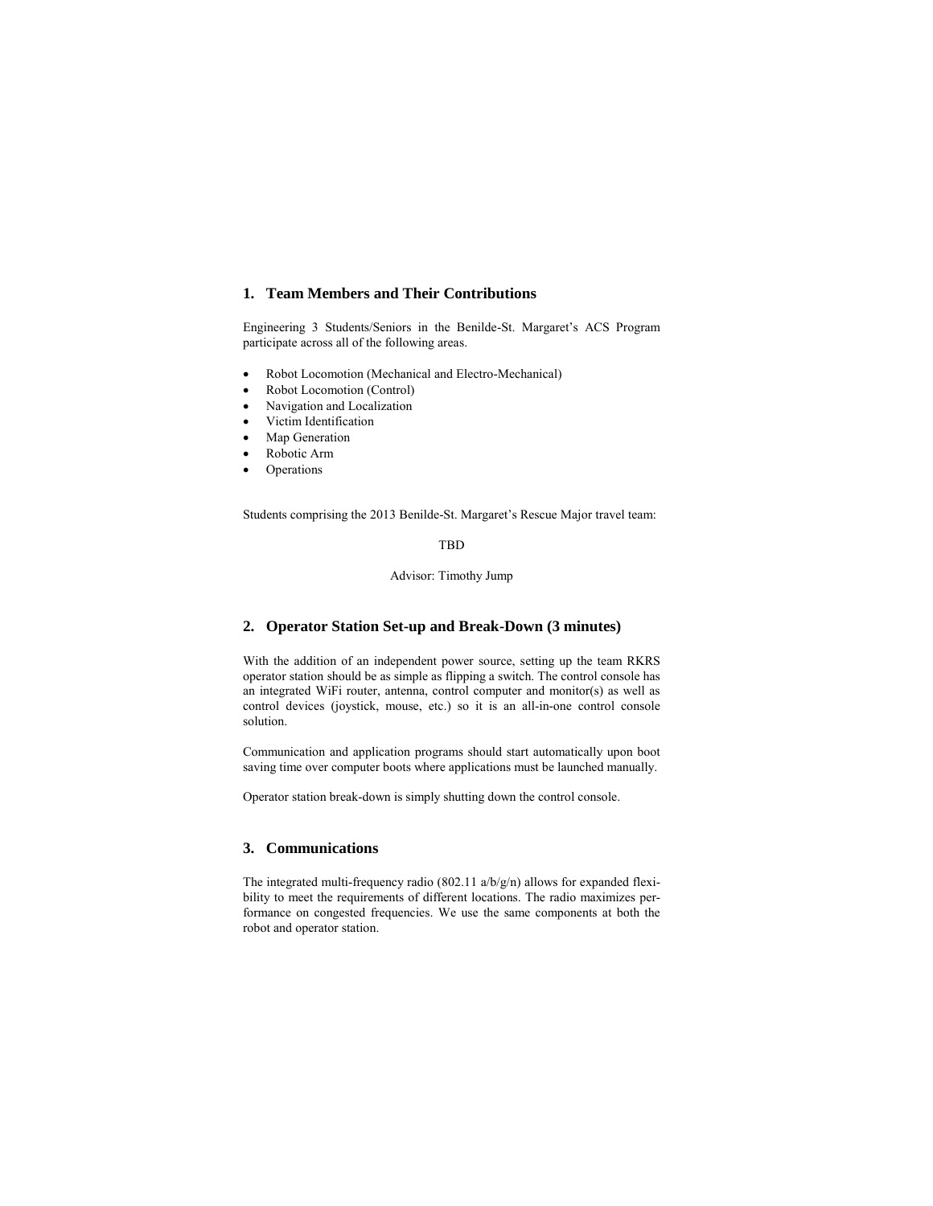## 1. Team Members and Their Contributions

Engineering 3 Students/Seniors in the Benilde-St. Margaret's ACS Program participate across all of the following areas.

- Robot Locomotion (Mechanical and Electro-Mechanical)
- Robot Locomotion (Control)
- Navigation and Localization
- Victim Identification
- Map Generation
- Robotic Arm
- Operations

Students comprising the 2013 Benilde-St. Margaret's Rescue Major travel team:

TBD

Advisor: Timothy Jump

## 2. Operator Station Set-up and Break-Down (3 minutes)

With the addition of an independent power source, setting up the team RKRS operator station should be as simple as flipping a switch. The control console has an integrated WiFi router, antenna, control computer and monitor(s) as well as control devices (joystick, mouse, etc.) so it is an all-in-one control console solution.

Communication and application programs should start automatically upon boot saving time over computer boots where applications must be launched manually.

Operator station break-down is simply shutting down the control console.

## 3. Communications

The integrated multi-frequency radio (802.11 a/b/g/n) allows for expanded flexibility to meet the requirements of different locations. The radio maximizes performance on congested frequencies. We use the same components at both the robot and operator station.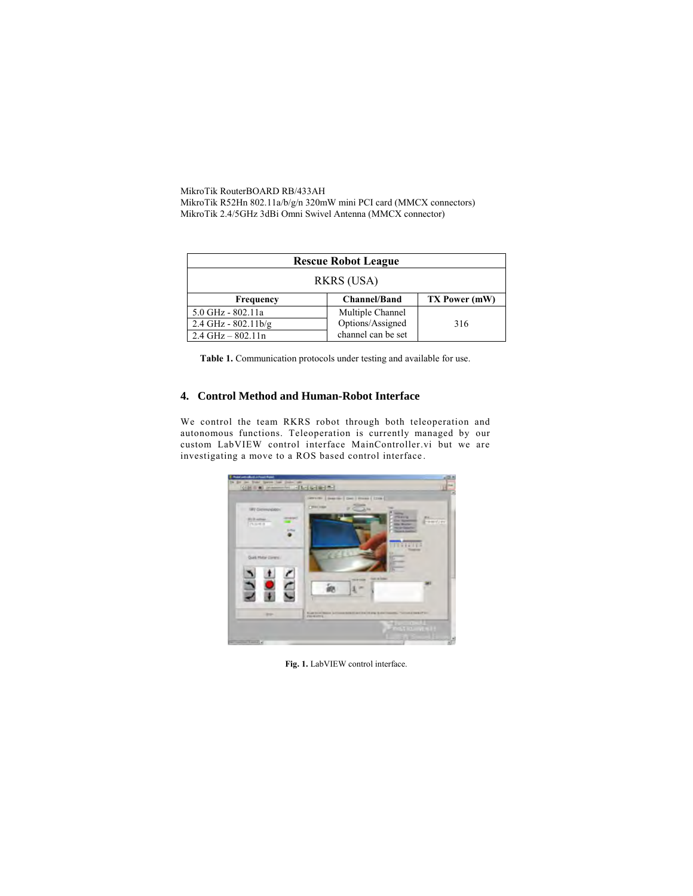MikroTik RouterBOARD RB/433AH
MikroTik R52Hn 802.11a/b/g/n 320mW mini PCI card (MMCX connectors)
MikroTik 2.4/5GHz 3dBi Omni Swivel Antenna (MMCX connector)

| **Rescue Robot League** | | |
|---|---|---|
| RKRS (USA) | | |
| **Frequency** | **Channel/Band** | **TX Power (mW)** |
| 5.0 GHz - 802.11a | Multiple Channel Options/Assigned channel can be set | 316 |
| 2.4 GHz - 802.11b/g | | |
| 2.4 GHz – 802.11n | | |

**Table 1.** Communication protocols under testing and available for use.

## 4. Control Method and Human-Robot Interface

We control the team RKRS robot through both teleoperation and autonomous functions. Teleoperation is currently managed by our custom LabVIEW control interface MainController.vi but we are investigating a move to a ROS based control interface.

**Fig. 1.** LabVIEW control interface.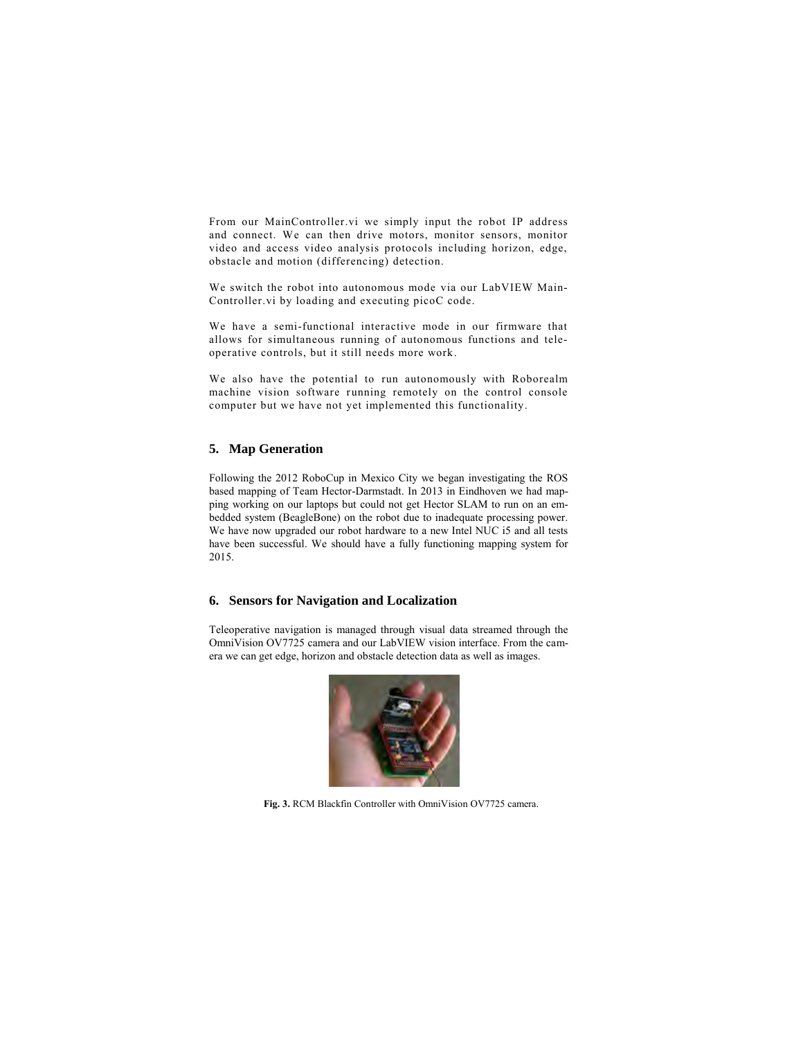From our MainController.vi we simply input the robot IP address and connect. We can then drive motors, monitor sensors, monitor video and access video analysis protocols including horizon, edge, obstacle and motion (differencing) detection.

We switch the robot into autonomous mode via our LabVIEW Main-Controller.vi by loading and executing picoC code.

We have a semi-functional interactive mode in our firmware that allows for simultaneous running of autonomous functions and tele-operative controls, but it still needs more work.

We also have the potential to run autonomously with Roborealm machine vision software running remotely on the control console computer but we have not yet implemented this functionality.

## 5. Map Generation

Following the 2012 RoboCup in Mexico City we began investigating the ROS based mapping of Team Hector-Darmstadt. In 2013 in Eindhoven we had mapping working on our laptops but could not get Hector SLAM to run on an embedded system (BeagleBone) on the robot due to inadequate processing power. We have now upgraded our robot hardware to a new Intel NUC i5 and all tests have been successful. We should have a fully functioning mapping system for 2015.

## 6. Sensors for Navigation and Localization

Teleoperative navigation is managed through visual data streamed through the OmniVision OV7725 camera and our LabVIEW vision interface. From the camera we can get edge, horizon and obstacle detection data as well as images.

**Fig. 3.** RCM Blackfin Controller with OmniVision OV7725 camera.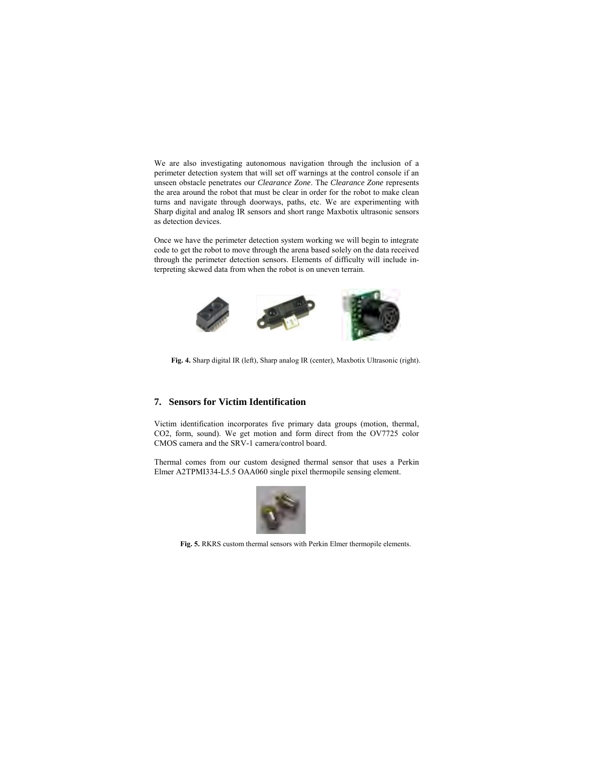We are also investigating autonomous navigation through the inclusion of a perimeter detection system that will set off warnings at the control console if an unseen obstacle penetrates our *Clearance Zone*. The *Clearance Zone* represents the area around the robot that must be clear in order for the robot to make clean turns and navigate through doorways, paths, etc. We are experimenting with Sharp digital and analog IR sensors and short range Maxbotix ultrasonic sensors as detection devices.

Once we have the perimeter detection system working we will begin to integrate code to get the robot to move through the arena based solely on the data received through the perimeter detection sensors. Elements of difficulty will include interpreting skewed data from when the robot is on uneven terrain.

**Fig. 4.** Sharp digital IR (left), Sharp analog IR (center), Maxbotix Ultrasonic (right).

## 7. Sensors for Victim Identification

Victim identification incorporates five primary data groups (motion, thermal, CO2, form, sound). We get motion and form direct from the OV7725 color CMOS camera and the SRV-1 camera/control board.

Thermal comes from our custom designed thermal sensor that uses a Perkin Elmer A2TPMI334-L5.5 OAA060 single pixel thermopile sensing element.

**Fig. 5.** RKRS custom thermal sensors with Perkin Elmer thermopile elements.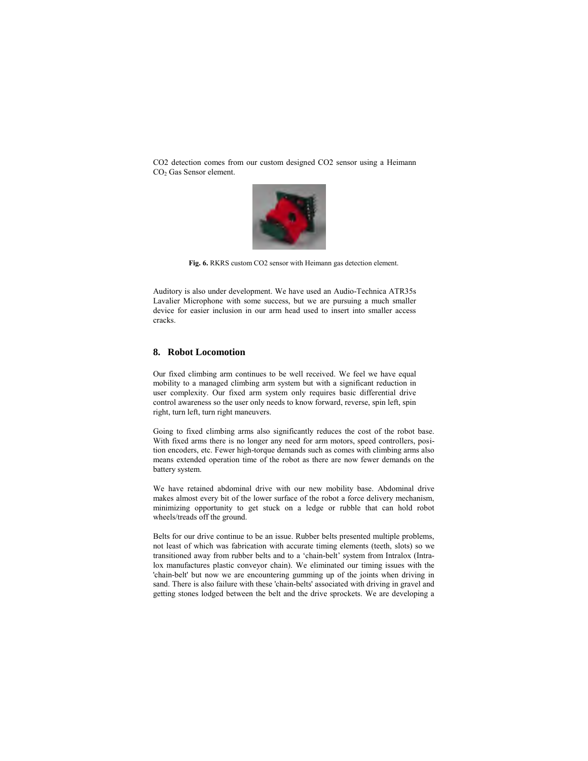CO2 detection comes from our custom designed CO2 sensor using a Heimann $CO_2$ Gas Sensor element.

**Fig. 6.** RKRS custom CO2 sensor with Heimann gas detection element.

Auditory is also under development. We have used an Audio-Technica ATR35s Lavalier Microphone with some success, but we are pursuing a much smaller device for easier inclusion in our arm head used to insert into smaller access cracks.

## 8. Robot Locomotion

Our fixed climbing arm continues to be well received. We feel we have equal mobility to a managed climbing arm system but with a significant reduction in user complexity. Our fixed arm system only requires basic differential drive control awareness so the user only needs to know forward, reverse, spin left, spin right, turn left, turn right maneuvers.

Going to fixed climbing arms also significantly reduces the cost of the robot base. With fixed arms there is no longer any need for arm motors, speed controllers, position encoders, etc. Fewer high-torque demands such as comes with climbing arms also means extended operation time of the robot as there are now fewer demands on the battery system.

We have retained abdominal drive with our new mobility base. Abdominal drive makes almost every bit of the lower surface of the robot a force delivery mechanism, minimizing opportunity to get stuck on a ledge or rubble that can hold robot wheels/treads off the ground.

Belts for our drive continue to be an issue. Rubber belts presented multiple problems, not least of which was fabrication with accurate timing elements (teeth, slots) so we transitioned away from rubber belts and to a 'chain-belt' system from Intralox (Intralox manufactures plastic conveyor chain). We eliminated our timing issues with the 'chain-belt' but now we are encountering gumming up of the joints when driving in sand. There is also failure with these 'chain-belts' associated with driving in gravel and getting stones lodged between the belt and the drive sprockets. We are developing a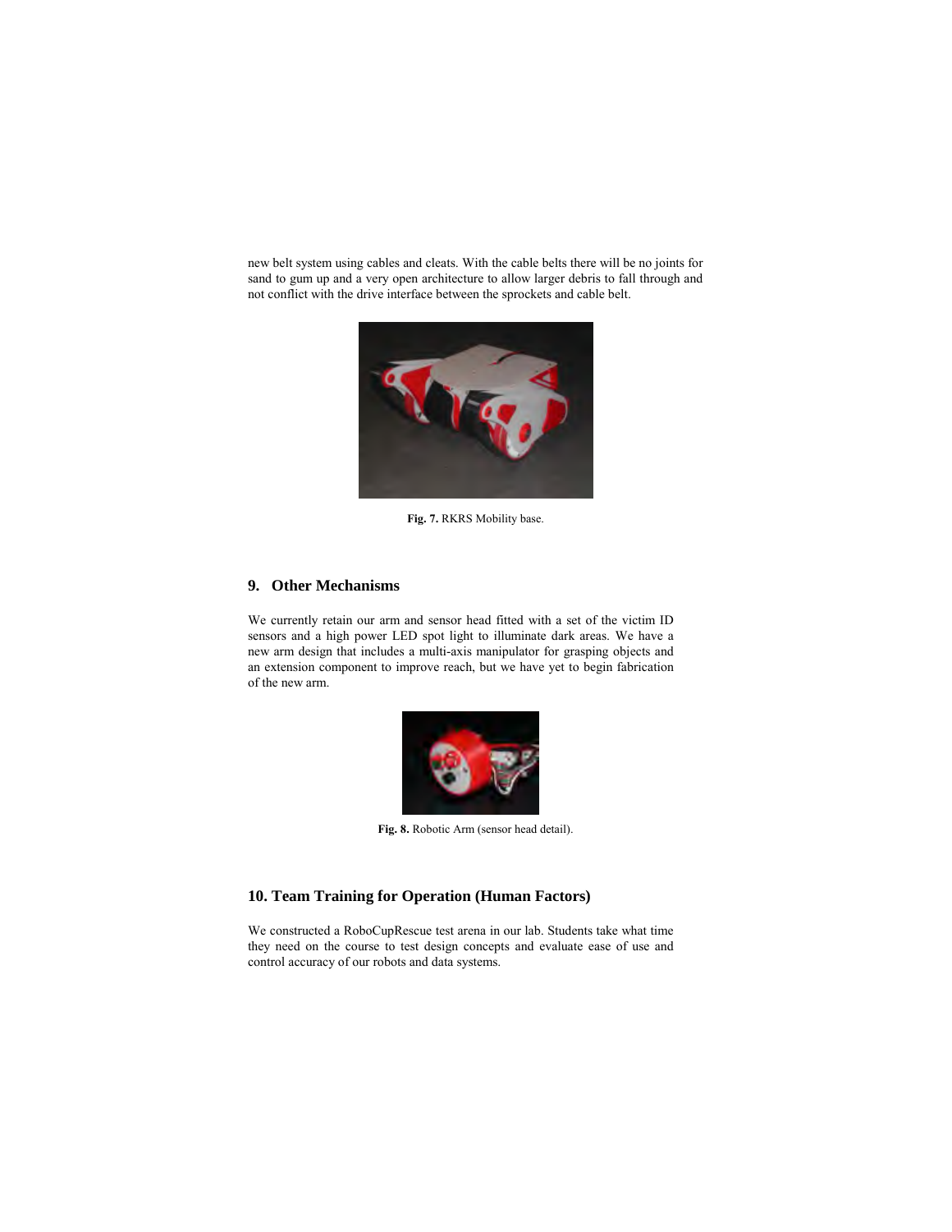new belt system using cables and cleats. With the cable belts there will be no joints for sand to gum up and a very open architecture to allow larger debris to fall through and not conflict with the drive interface between the sprockets and cable belt.

**Fig. 7.** RKRS Mobility base.

## 9. Other Mechanisms

We currently retain our arm and sensor head fitted with a set of the victim ID sensors and a high power LED spot light to illuminate dark areas. We have a new arm design that includes a multi-axis manipulator for grasping objects and an extension component to improve reach, but we have yet to begin fabrication of the new arm.

**Fig. 8.** Robotic Arm (sensor head detail).

## 10. Team Training for Operation (Human Factors)

We constructed a RoboCupRescue test arena in our lab. Students take what time they need on the course to test design concepts and evaluate ease of use and control accuracy of our robots and data systems.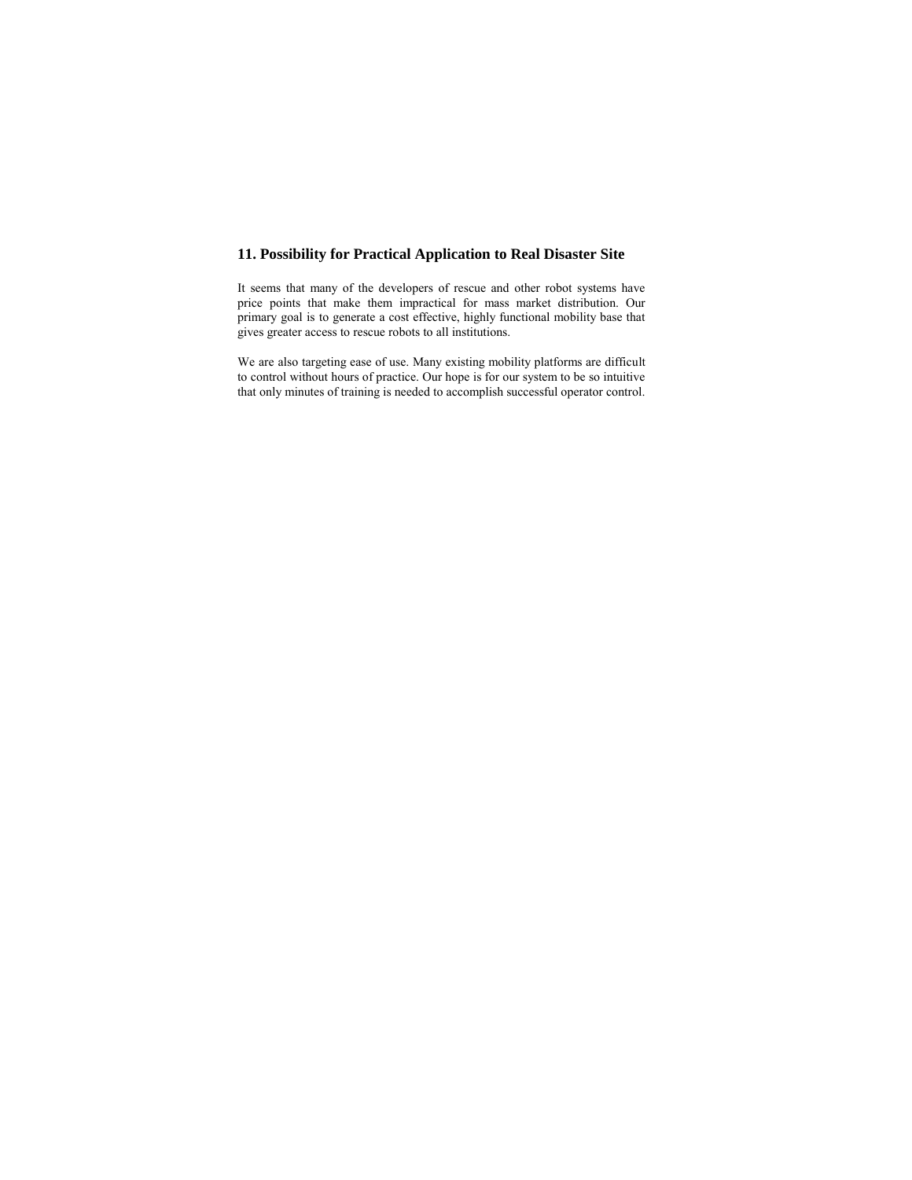## 11. Possibility for Practical Application to Real Disaster Site

It seems that many of the developers of rescue and other robot systems have price points that make them impractical for mass market distribution. Our primary goal is to generate a cost effective, highly functional mobility base that gives greater access to rescue robots to all institutions.

We are also targeting ease of use. Many existing mobility platforms are difficult to control without hours of practice. Our hope is for our system to be so intuitive that only minutes of training is needed to accomplish successful operator control.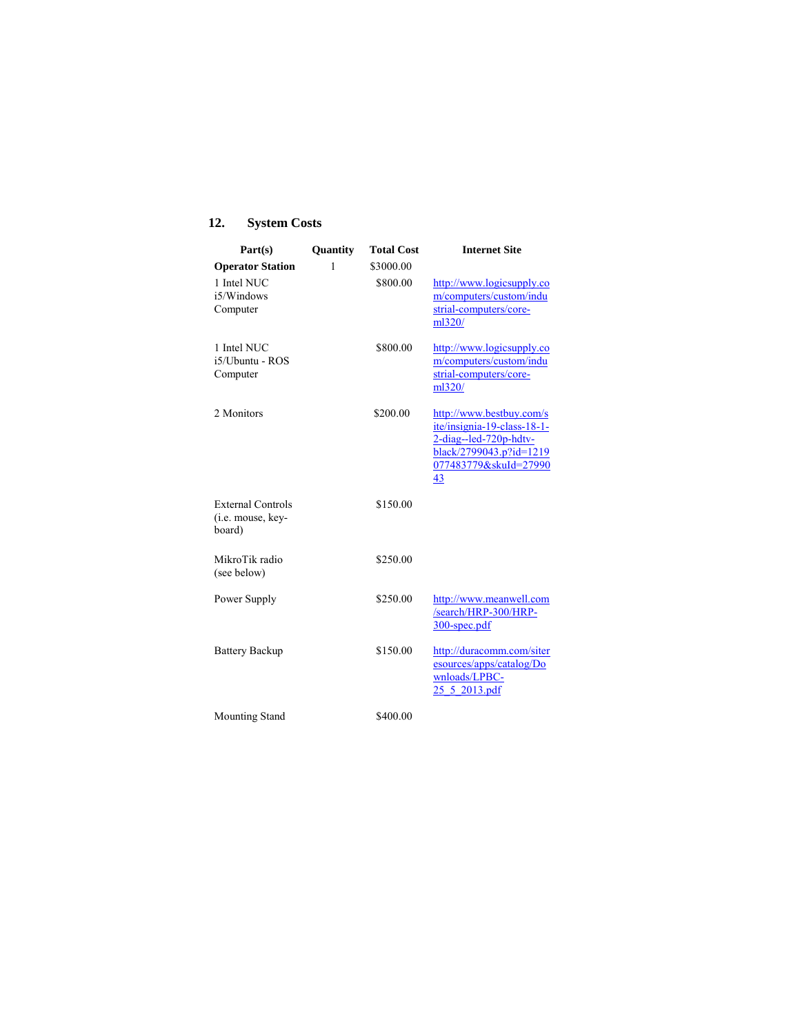## 12. System Costs

| Part(s) | Quantity | Total Cost | Internet Site |
|---|---|---|---|
| **Operator Station** | 1 | $3000.00 | |
| 1 Intel NUC i5/Windows Computer | | $800.00 | http://www.logicsupply.com/computers/custom/industrial-computers/core-ml320/ |
| 1 Intel NUC i5/Ubuntu - ROS Computer | | $800.00 | http://www.logicsupply.com/computers/custom/industrial-computers/core-ml320/ |
| 2 Monitors | | $200.00 | http://www.bestbuy.com/site/insignia-19-class-18-1-2-diag--led-720p-hdtv-black/2799043.p?id=1219077483779&skuId=2799043 |
| External Controls (i.e. mouse, key-board) | | $150.00 | |
| MikroTik radio (see below) | | $250.00 | |
| Power Supply | | $250.00 | http://www.meanwell.com/search/HRP-300/HRP-300-spec.pdf |
| Battery Backup | | $150.00 | http://duracomm.com/siteresources/apps/catalog/Downloads/LPBC-25_5_2013.pdf |
| Mounting Stand | | $400.00 | |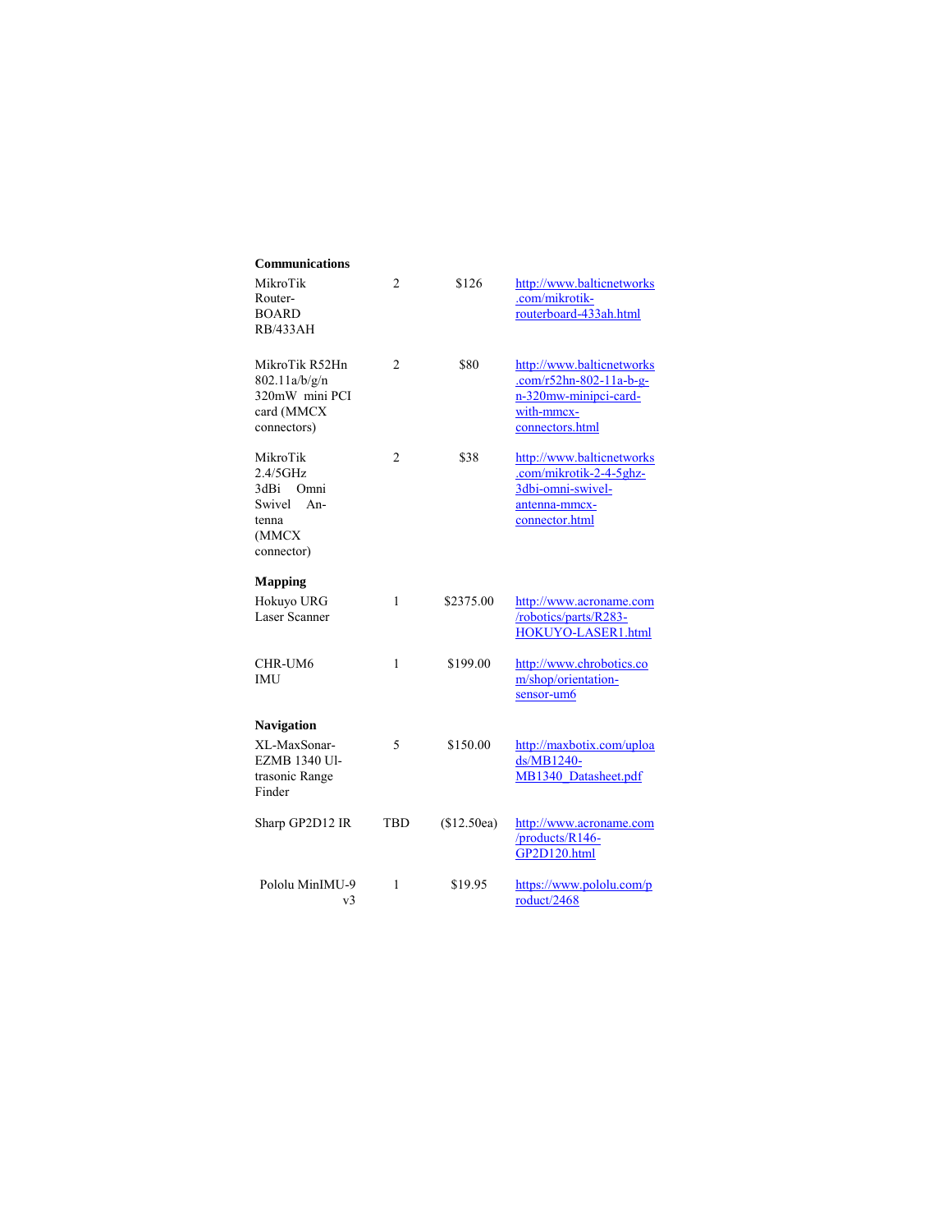| | | | |
|---|---|---|---|
| **Communications** | | | |
| MikroTik Router-BOARD RB/433AH | 2 | $126 | http://www.balticnetworks.com/mikrotik-routerboard-433ah.html |
| MikroTik R52Hn 802.11a/b/g/n 320mW mini PCI card (MMCX connectors) | 2 | $80 | http://www.balticnetworks.com/r52hn-802-11a-b-g-n-320mw-minipci-card-with-mmcx-connectors.html |
| MikroTik 2.4/5GHz 3dBi Omni Swivel Antenna (MMCX connector) | 2 | $38 | http://www.balticnetworks.com/mikrotik-2-4-5ghz-3dbi-omni-swivel-antenna-mmcx-connector.html |
| **Mapping** | | | |
| Hokuyo URG Laser Scanner | 1 | $2375.00 | http://www.acroname.com/robotics/parts/R283-HOKUYO-LASER1.html |
| CHR-UM6 IMU | 1 | $199.00 | http://www.chrobotics.com/shop/orientation-sensor-um6 |
| **Navigation** | | | |
| XL-MaxSonar-EZMB 1340 Ultrasonic Range Finder | 5 | $150.00 | http://maxbotix.com/uploads/MB1240-MB1340_Datasheet.pdf |
| Sharp GP2D12 IR | TBD | ($12.50ea) | http://www.acroname.com/products/R146-GP2D120.html |
| Pololu MinIMU-9 v3 | 1 | $19.95 | https://www.pololu.com/product/2468 |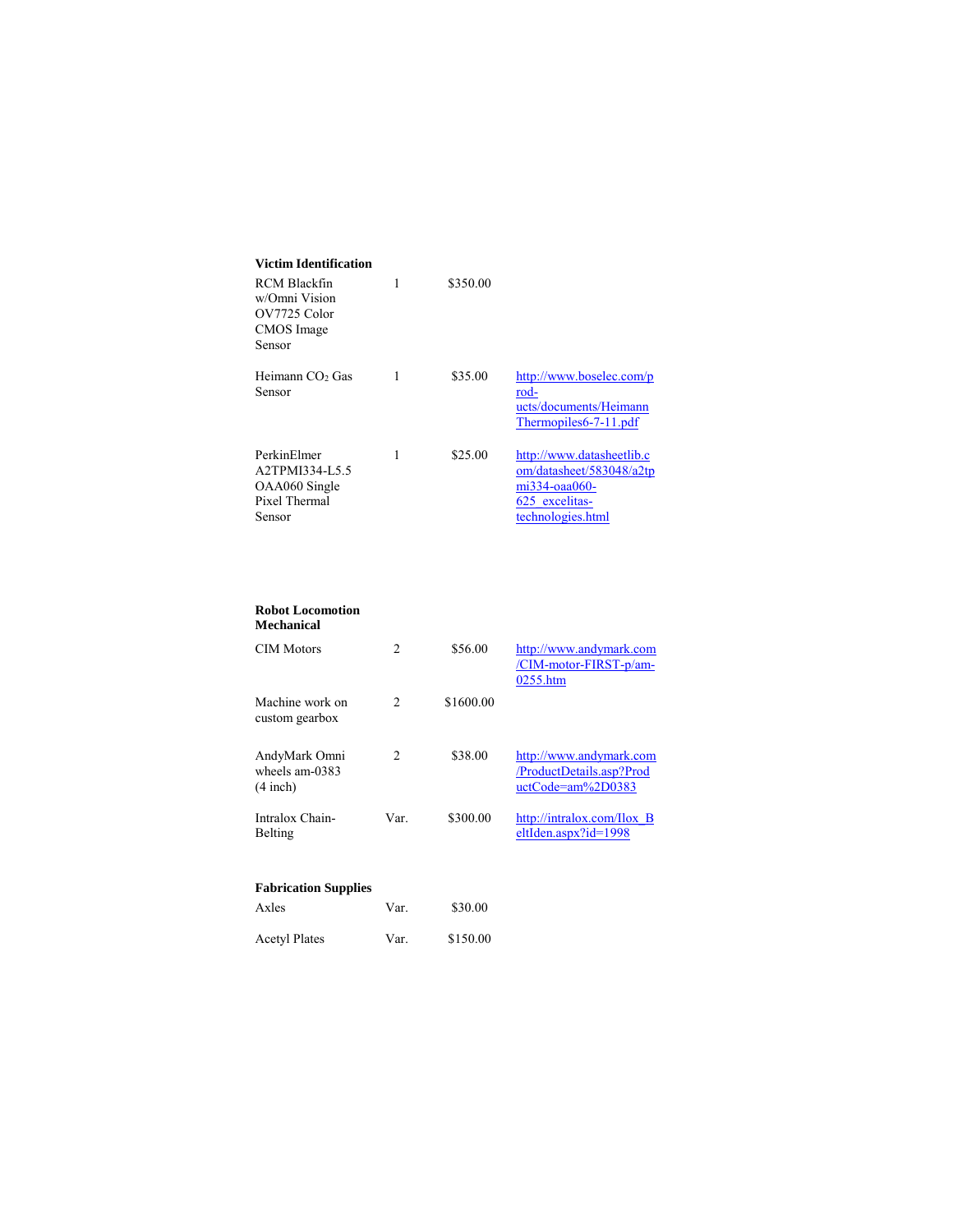| | | | |
|---|---|---|---|
| **Victim Identification** | | | |
| RCM Blackfin w/Omni Vision OV7725 Color CMOS Image Sensor | 1 | \$350.00 | |
| Heimann $CO_2$ Gas Sensor | 1 | \$35.00 | http://www.boselec.com/prod-ucts/documents/HeimannThermopiles6-7-11.pdf |
| PerkinElmer A2TPMI334-L5.5 OAA060 Single Pixel Thermal Sensor | 1 | \$25.00 | http://www.datasheetlib.com/datasheet/583048/a2tpmi334-oaa060-625_excelitas-technologies.html |
| **Robot Locomotion Mechanical** | | | |
| CIM Motors | 2 | \$56.00 | http://www.andymark.com/CIM-motor-FIRST-p/am-0255.htm |
| Machine work on custom gearbox | 2 | \$1600.00 | |
| AndyMark Omni wheels am-0383 (4 inch) | 2 | \$38.00 | http://www.andymark.com/ProductDetails.asp?ProductCode=am%2D0383 |
| Intralox Chain-Belting | Var. | \$300.00 | http://intralox.com/Ilox_BeltIden.aspx?id=1998 |
| **Fabrication Supplies** | | | |
| Axles | Var. | \$30.00 | |
| Acetyl Plates | Var. | \$150.00 | |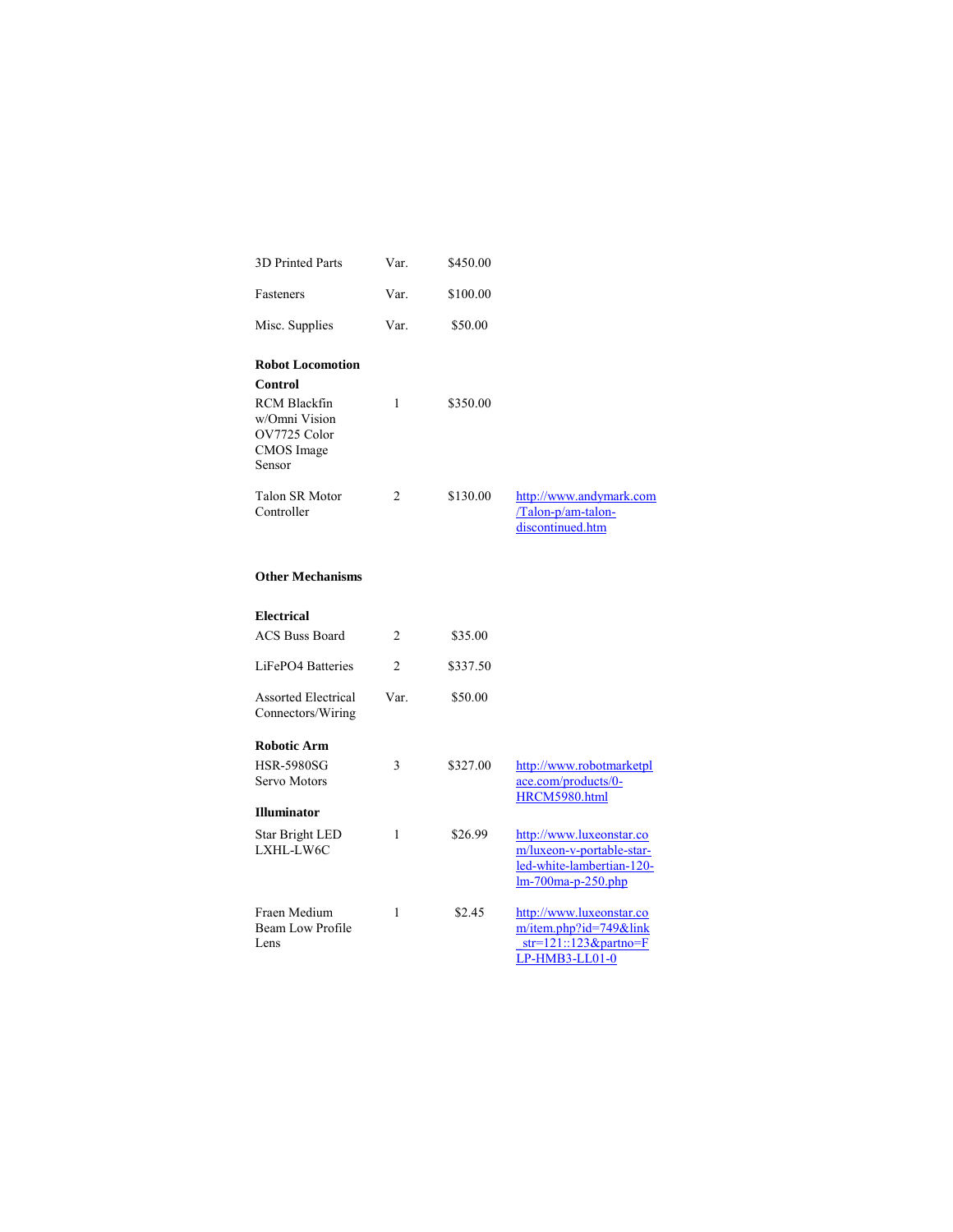| | | | |
|---|---|---|---|
| 3D Printed Parts | Var. | $450.00 | |
| Fasteners | Var. | $100.00 | |
| Misc. Supplies | Var. | $50.00 | |
| **Robot Locomotion** | | | |
| **Control** | | | |
| RCM Blackfin w/Omni Vision OV7725 Color CMOS Image Sensor | 1 | $350.00 | |
| Talon SR Motor Controller | 2 | $130.00 | http://www.andymark.com/Talon-p/am-talon-discontinued.htm |
| **Other Mechanisms** | | | |
| **Electrical** | | | |
| ACS Buss Board | 2 | $35.00 | |
| LiFePO4 Batteries | 2 | $337.50 | |
| Assorted Electrical Connectors/Wiring | Var. | $50.00 | |
| **Robotic Arm** | | | |
| HSR-5980SG Servo Motors | 3 | $327.00 | http://www.robotmarketplace.com/products/0-HRCM5980.html |
| **Illuminator** | | | |
| Star Bright LED LXHL-LW6C | 1 | $26.99 | http://www.luxeonstar.com/luxeon-v-portable-star-led-white-lambertian-120-lm-700ma-p-250.php |
| Fraen Medium Beam Low Profile Lens | 1 | $2.45 | http://www.luxeonstar.com/item.php?id=749&link_str=121::123&partno=FLP-HMB3-LL01-0 |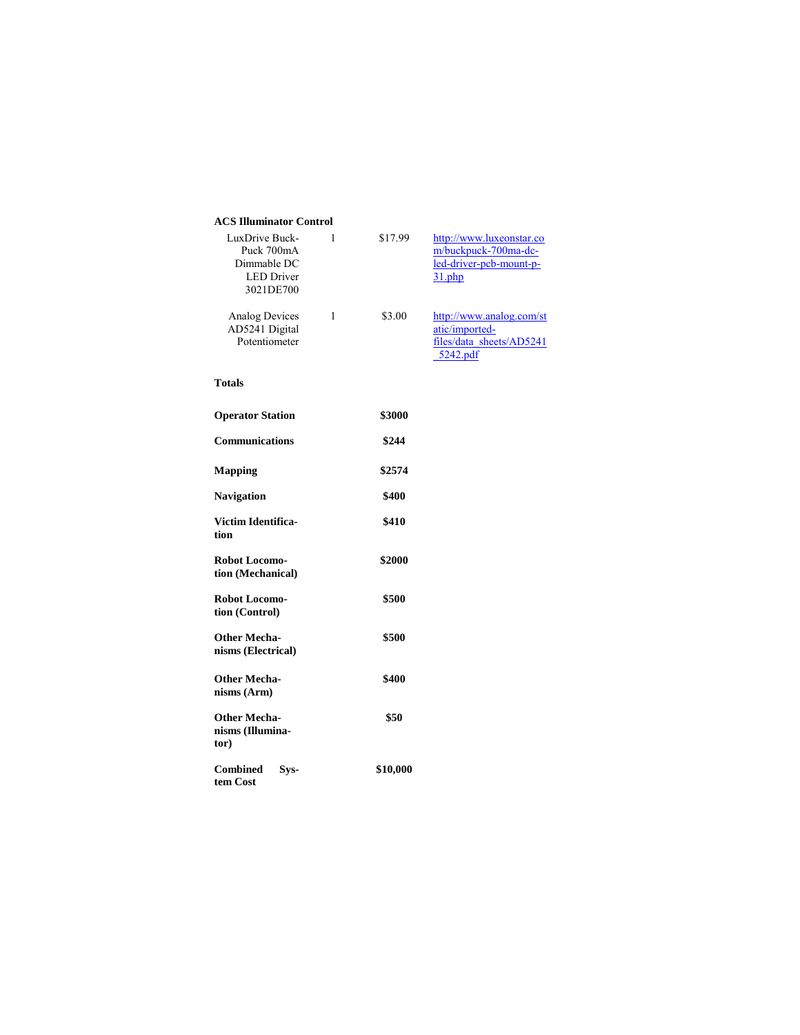**ACS Illuminator Control**

| | | | |
|---|---|---|---|
| LuxDrive Buck-Puck 700mA Dimmable DC LED Driver 3021DE700 | 1 | $17.99 | http://www.luxeonstar.com/buckpuck-700ma-dc-led-driver-pcb-mount-p-31.php |
| Analog Devices AD5241 Digital Potentiometer | 1 | $3.00 | http://www.analog.com/static/imported-files/data_sheets/AD5241_5242.pdf |

**Totals**

| | |
|---|---|
| **Operator Station** | **$3000** |
| **Communications** | **$244** |
| **Mapping** | **$2574** |
| **Navigation** | **$400** |
| **Victim Identification** | **$410** |
| **Robot Locomotion (Mechanical)** | **$2000** |
| **Robot Locomotion (Control)** | **$500** |
| **Other Mechanisms (Electrical)** | **$500** |
| **Other Mechanisms (Arm)** | **$400** |
| **Other Mechanisms (Illuminator)** | **$50** |
| **Combined System Cost** | **$10,000** |